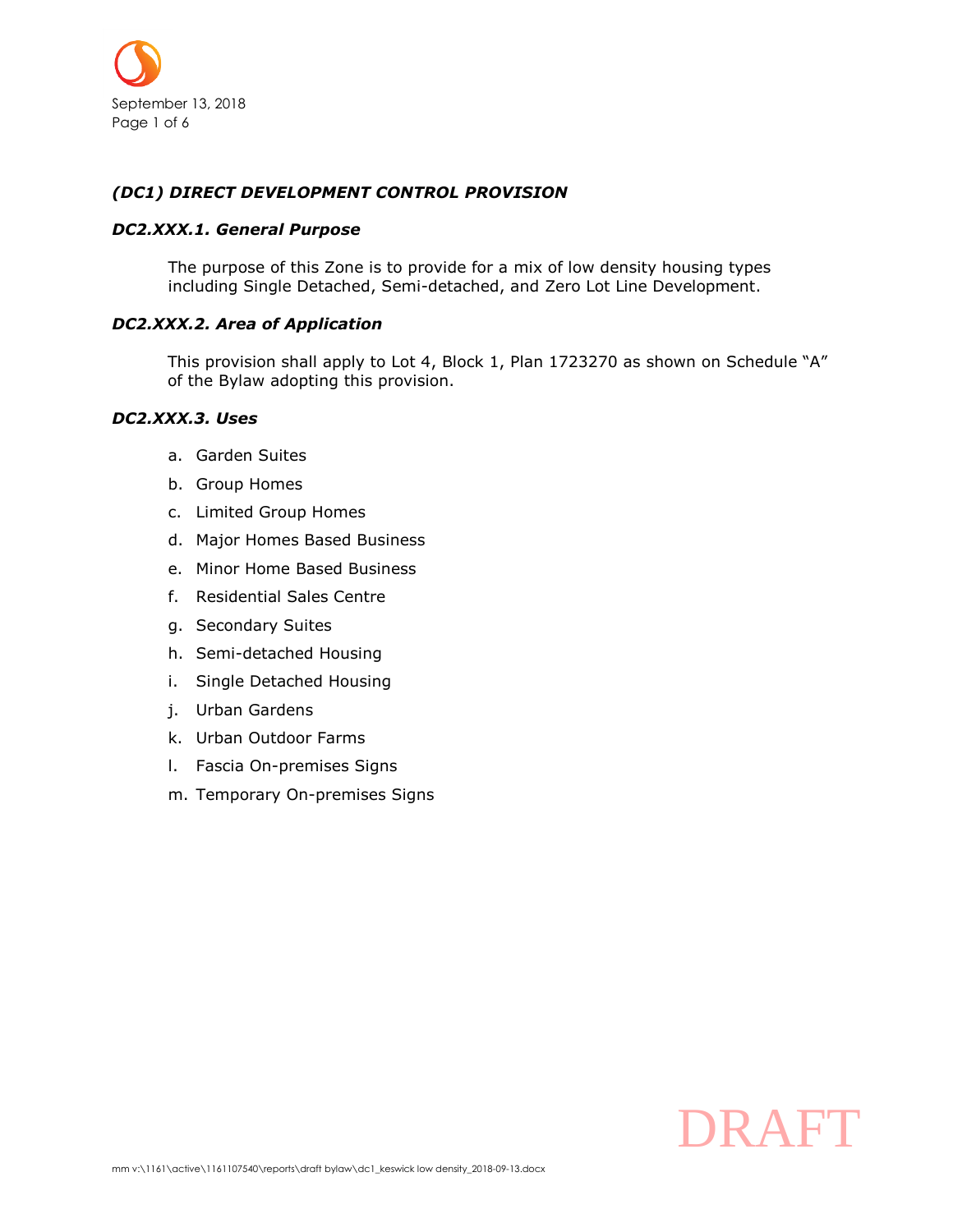## *(DC1) DIRECT DEVELOPMENT CONTROL PROVISION*

### *DC2.XXX.1. General Purpose*

The purpose of this Zone is to provide for a mix of low density housing types including Single Detached, Semi-detached, and Zero Lot Line Development.

### *DC2.XXX.2. Area of Application*

This provision shall apply to Lot 4, Block 1, Plan 1723270 as shown on Schedule "A" of the Bylaw adopting this provision.

### *DC2.XXX.3. Uses*

a. Garden Suites
b. Group Homes
c. Limited Group Homes
d. Major Homes Based Business
e. Minor Home Based Business
f. Residential Sales Centre
g. Secondary Suites
h. Semi-detached Housing
i. Single Detached Housing
j. Urban Gardens
k. Urban Outdoor Farms
l. Fascia On-premises Signs
m. Temporary On-premises Signs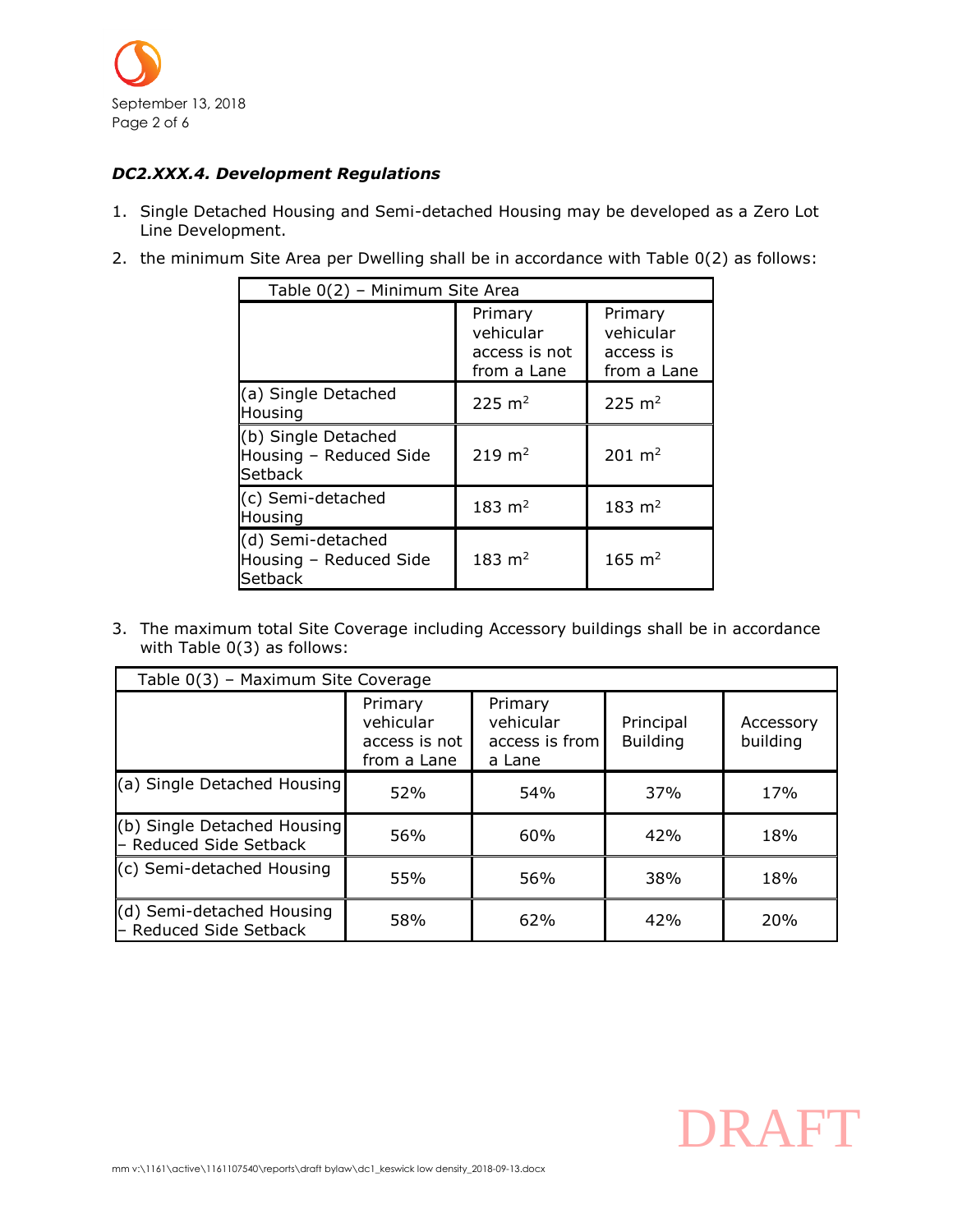### *DC2.XXX.4. Development Regulations*

1. Single Detached Housing and Semi-detached Housing may be developed as a Zero Lot Line Development.
2. the minimum Site Area per Dwelling shall be in accordance with Table 0(2) as follows:

| Table 0(2) – Minimum Site Area | | |
|---|---|---|
| | Primary vehicular access is not from a Lane | Primary vehicular access is from a Lane |
| (a) Single Detached Housing | 225 $m^2$ | 225 $m^2$ |
| (b) Single Detached Housing – Reduced Side Setback | 219 $m^2$ | 201 $m^2$ |
| (c) Semi-detached Housing | 183 $m^2$ | 183 $m^2$ |
| (d) Semi-detached Housing – Reduced Side Setback | 183 $m^2$ | 165 $m^2$ |

3. The maximum total Site Coverage including Accessory buildings shall be in accordance with Table 0(3) as follows:

| Table 0(3) – Maximum Site Coverage | | | | |
|---|---|---|---|---|
| | Primary vehicular access is not from a Lane | Primary vehicular access is from a Lane | Principal Building | Accessory building |
| (a) Single Detached Housing | 52% | 54% | 37% | 17% |
| (b) Single Detached Housing – Reduced Side Setback | 56% | 60% | 42% | 18% |
| (c) Semi-detached Housing | 55% | 56% | 38% | 18% |
| (d) Semi-detached Housing – Reduced Side Setback | 58% | 62% | 42% | 20% |

DRAFT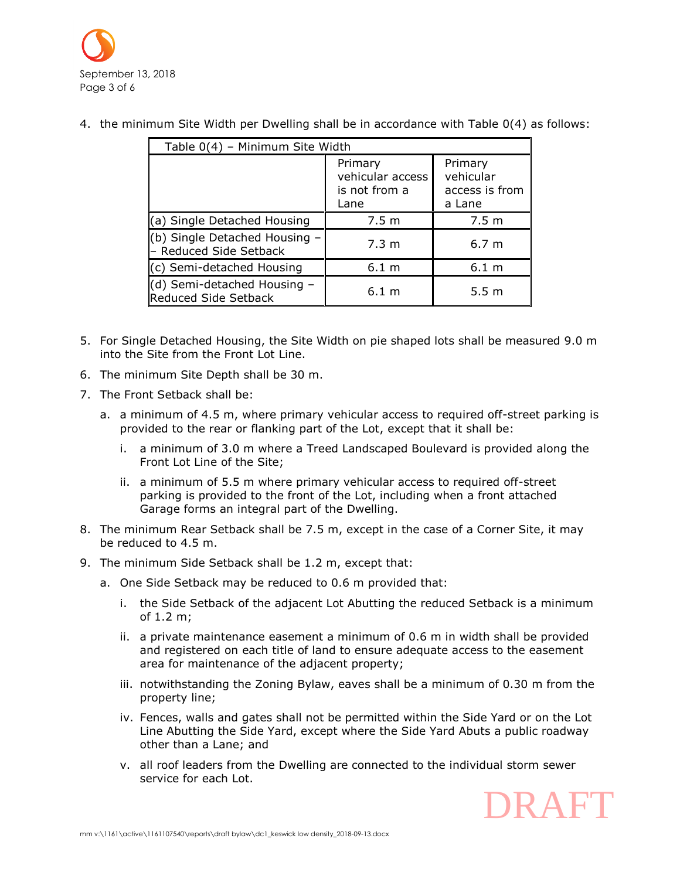4. the minimum Site Width per Dwelling shall be in accordance with Table 0(4) as follows:

| Table 0(4) – Minimum Site Width | | |
|---|---|---|
| | Primary vehicular access is not from a Lane | Primary vehicular access is from a Lane |
| (a) Single Detached Housing | 7.5 m | 7.5 m |
| (b) Single Detached Housing – – Reduced Side Setback | 7.3 m | 6.7 m |
| (c) Semi-detached Housing | 6.1 m | 6.1 m |
| (d) Semi-detached Housing – Reduced Side Setback | 6.1 m | 5.5 m |

5. For Single Detached Housing, the Site Width on pie shaped lots shall be measured 9.0 m into the Site from the Front Lot Line.
6. The minimum Site Depth shall be 30 m.
7. The Front Setback shall be:
   a. a minimum of 4.5 m, where primary vehicular access to required off-street parking is provided to the rear or flanking part of the Lot, except that it shall be:
      i. a minimum of 3.0 m where a Treed Landscaped Boulevard is provided along the Front Lot Line of the Site;
      ii. a minimum of 5.5 m where primary vehicular access to required off-street parking is provided to the front of the Lot, including when a front attached Garage forms an integral part of the Dwelling.
8. The minimum Rear Setback shall be 7.5 m, except in the case of a Corner Site, it may be reduced to 4.5 m.
9. The minimum Side Setback shall be 1.2 m, except that:
   a. One Side Setback may be reduced to 0.6 m provided that:
      i. the Side Setback of the adjacent Lot Abutting the reduced Setback is a minimum of 1.2 m;
      ii. a private maintenance easement a minimum of 0.6 m in width shall be provided and registered on each title of land to ensure adequate access to the easement area for maintenance of the adjacent property;
      iii. notwithstanding the Zoning Bylaw, eaves shall be a minimum of 0.30 m from the property line;
      iv. Fences, walls and gates shall not be permitted within the Side Yard or on the Lot Line Abutting the Side Yard, except where the Side Yard Abuts a public roadway other than a Lane; and
      v. all roof leaders from the Dwelling are connected to the individual storm sewer service for each Lot.

DRAFT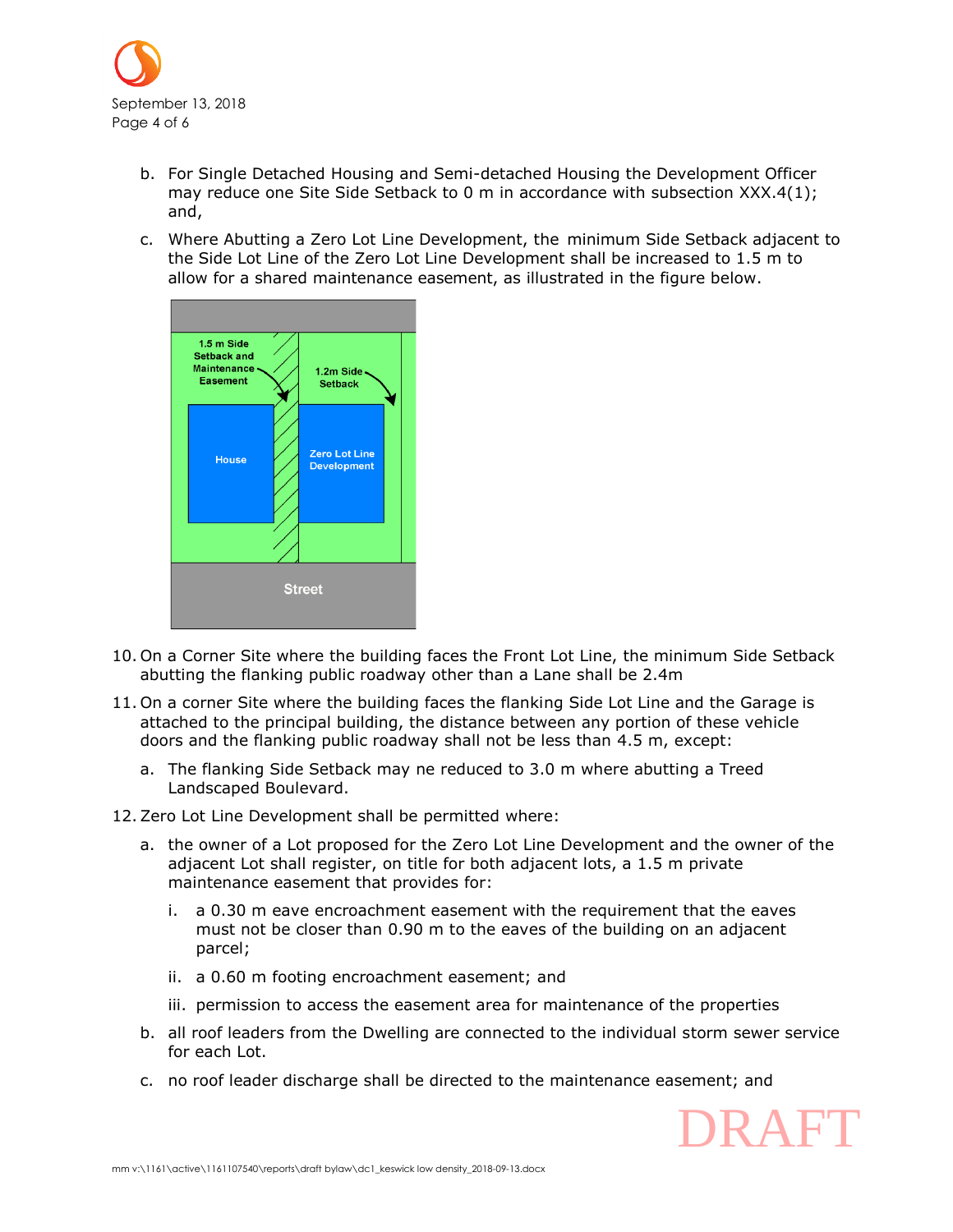b. For Single Detached Housing and Semi-detached Housing the Development Officer may reduce one Site Side Setback to 0 m in accordance with subsection XXX.4(1); and,

c. Where Abutting a Zero Lot Line Development, the minimum Side Setback adjacent to the Side Lot Line of the Zero Lot Line Development shall be increased to 1.5 m to allow for a shared maintenance easement, as illustrated in the figure below.

10. On a Corner Site where the building faces the Front Lot Line, the minimum Side Setback abutting the flanking public roadway other than a Lane shall be 2.4m

11. On a corner Site where the building faces the flanking Side Lot Line and the Garage is attached to the principal building, the distance between any portion of these vehicle doors and the flanking public roadway shall not be less than 4.5 m, except:

    a. The flanking Side Setback may ne reduced to 3.0 m where abutting a Treed Landscaped Boulevard.

12. Zero Lot Line Development shall be permitted where:

    a. the owner of a Lot proposed for the Zero Lot Line Development and the owner of the adjacent Lot shall register, on title for both adjacent lots, a 1.5 m private maintenance easement that provides for:

        i. a 0.30 m eave encroachment easement with the requirement that the eaves must not be closer than 0.90 m to the eaves of the building on an adjacent parcel;

        ii. a 0.60 m footing encroachment easement; and

        iii. permission to access the easement area for maintenance of the properties

    b. all roof leaders from the Dwelling are connected to the individual storm sewer service for each Lot.

    c. no roof leader discharge shall be directed to the maintenance easement; and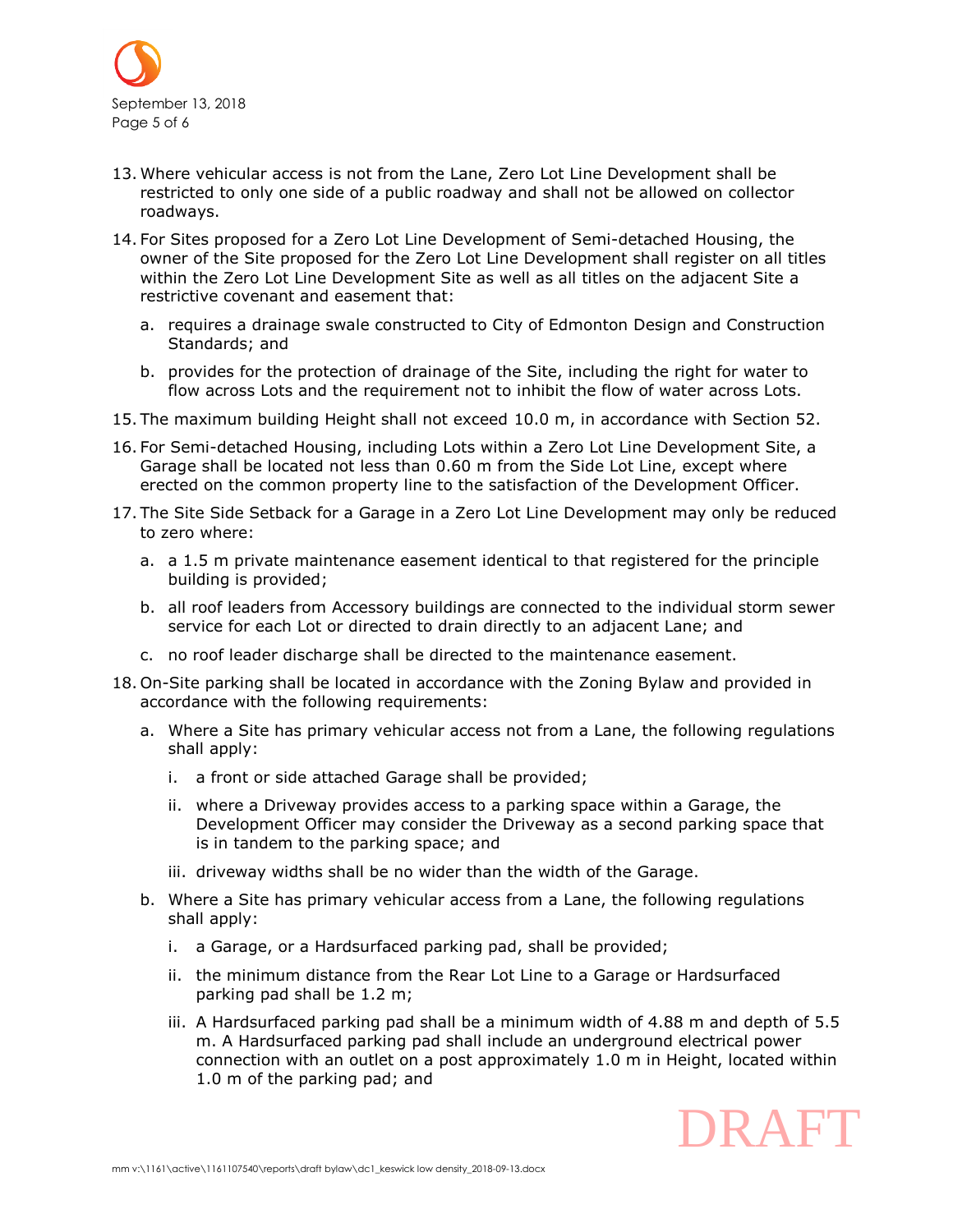13. Where vehicular access is not from the Lane, Zero Lot Line Development shall be restricted to only one side of a public roadway and shall not be allowed on collector roadways.

14. For Sites proposed for a Zero Lot Line Development of Semi-detached Housing, the owner of the Site proposed for the Zero Lot Line Development shall register on all titles within the Zero Lot Line Development Site as well as all titles on the adjacent Site a restrictive covenant and easement that:

    a. requires a drainage swale constructed to City of Edmonton Design and Construction Standards; and

    b. provides for the protection of drainage of the Site, including the right for water to flow across Lots and the requirement not to inhibit the flow of water across Lots.

15. The maximum building Height shall not exceed 10.0 m, in accordance with Section 52.

16. For Semi-detached Housing, including Lots within a Zero Lot Line Development Site, a Garage shall be located not less than 0.60 m from the Side Lot Line, except where erected on the common property line to the satisfaction of the Development Officer.

17. The Site Side Setback for a Garage in a Zero Lot Line Development may only be reduced to zero where:

    a. a 1.5 m private maintenance easement identical to that registered for the principle building is provided;

    b. all roof leaders from Accessory buildings are connected to the individual storm sewer service for each Lot or directed to drain directly to an adjacent Lane; and

    c. no roof leader discharge shall be directed to the maintenance easement.

18. On-Site parking shall be located in accordance with the Zoning Bylaw and provided in accordance with the following requirements:

    a. Where a Site has primary vehicular access not from a Lane, the following regulations shall apply:

        i. a front or side attached Garage shall be provided;

        ii. where a Driveway provides access to a parking space within a Garage, the Development Officer may consider the Driveway as a second parking space that is in tandem to the parking space; and

        iii. driveway widths shall be no wider than the width of the Garage.

    b. Where a Site has primary vehicular access from a Lane, the following regulations shall apply:

        i. a Garage, or a Hardsurfaced parking pad, shall be provided;

        ii. the minimum distance from the Rear Lot Line to a Garage or Hardsurfaced parking pad shall be 1.2 m;

        iii. A Hardsurfaced parking pad shall be a minimum width of 4.88 m and depth of 5.5 m. A Hardsurfaced parking pad shall include an underground electrical power connection with an outlet on a post approximately 1.0 m in Height, located within 1.0 m of the parking pad; and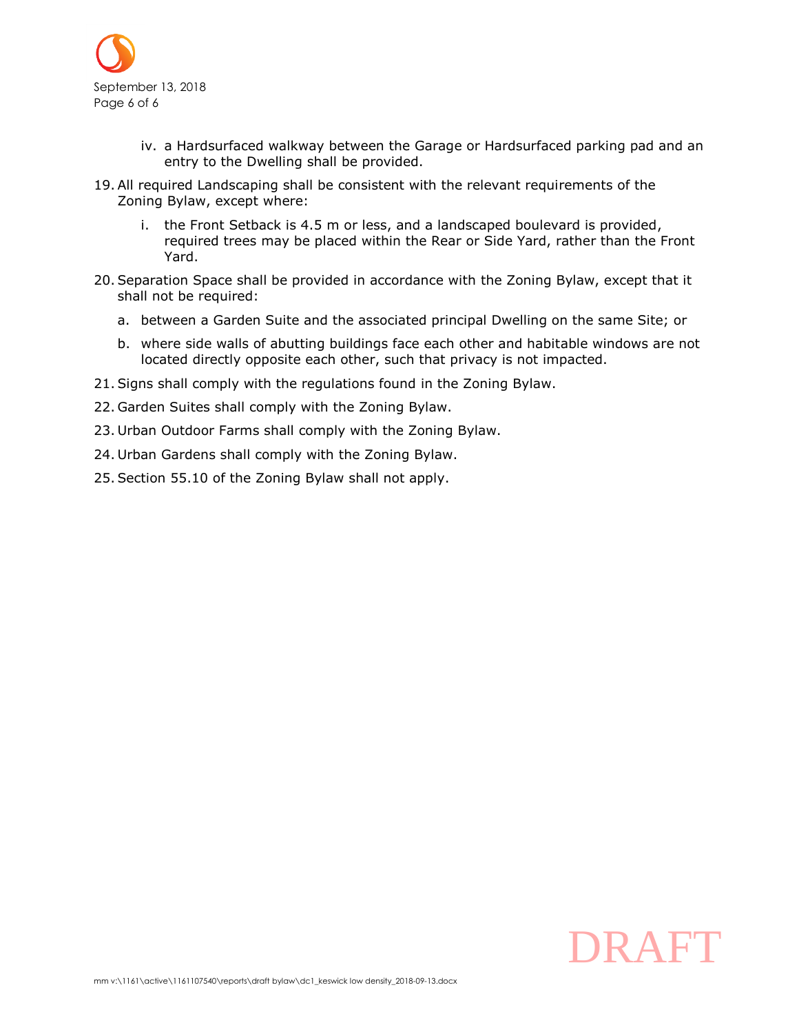iv. a Hardsurfaced walkway between the Garage or Hardsurfaced parking pad and an entry to the Dwelling shall be provided.

19. All required Landscaping shall be consistent with the relevant requirements of the Zoning Bylaw, except where:

    i. the Front Setback is 4.5 m or less, and a landscaped boulevard is provided, required trees may be placed within the Rear or Side Yard, rather than the Front Yard.

20. Separation Space shall be provided in accordance with the Zoning Bylaw, except that it shall not be required:

    a. between a Garden Suite and the associated principal Dwelling on the same Site; or

    b. where side walls of abutting buildings face each other and habitable windows are not located directly opposite each other, such that privacy is not impacted.

21. Signs shall comply with the regulations found in the Zoning Bylaw.

22. Garden Suites shall comply with the Zoning Bylaw.

23. Urban Outdoor Farms shall comply with the Zoning Bylaw.

24. Urban Gardens shall comply with the Zoning Bylaw.

25. Section 55.10 of the Zoning Bylaw shall not apply.

DRAFT